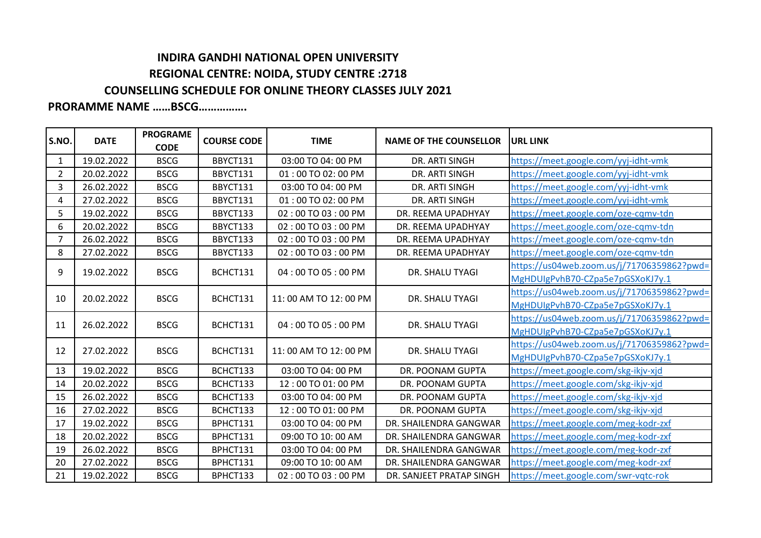# INDIRA GANDHI NATIONAL OPEN UNIVERSITY

## REGIONAL CENTRE: NOIDA, STUDY CENTRE :2718

## COUNSELLING SCHEDULE FOR ONLINE THEORY CLASSES JULY 2021

**PRORAMME NAME ……BSCG…………….**

| S.NO. | DATE | PROGRAME CODE | COURSE CODE | TIME | NAME OF THE COUNSELLOR | URL LINK |
|---|---|---|---|---|---|---|
| 1 | 19.02.2022 | BSCG | BBYCT131 | 03:00 TO 04: 00 PM | DR. ARTI SINGH | https://meet.google.com/yyj-idht-vmk |
| 2 | 20.02.2022 | BSCG | BBYCT131 | 01 : 00 TO 02: 00 PM | DR. ARTI SINGH | https://meet.google.com/yyj-idht-vmk |
| 3 | 26.02.2022 | BSCG | BBYCT131 | 03:00 TO 04: 00 PM | DR. ARTI SINGH | https://meet.google.com/yyj-idht-vmk |
| 4 | 27.02.2022 | BSCG | BBYCT131 | 01 : 00 TO 02: 00 PM | DR. ARTI SINGH | https://meet.google.com/yyj-idht-vmk |
| 5 | 19.02.2022 | BSCG | BBYCT133 | 02 : 00 TO 03 : 00 PM | DR. REEMA UPADHYAY | https://meet.google.com/oze-cqmv-tdn |
| 6 | 20.02.2022 | BSCG | BBYCT133 | 02 : 00 TO 03 : 00 PM | DR. REEMA UPADHYAY | https://meet.google.com/oze-cqmv-tdn |
| 7 | 26.02.2022 | BSCG | BBYCT133 | 02 : 00 TO 03 : 00 PM | DR. REEMA UPADHYAY | https://meet.google.com/oze-cqmv-tdn |
| 8 | 27.02.2022 | BSCG | BBYCT133 | 02 : 00 TO 03 : 00 PM | DR. REEMA UPADHYAY | https://meet.google.com/oze-cqmv-tdn |
| 9 | 19.02.2022 | BSCG | BCHCT131 | 04 : 00 TO 05 : 00 PM | DR. SHALU TYAGI | https://us04web.zoom.us/j/71706359862?pwd=MgHDUIgPvhB70-CZpa5e7pGSXoKJ7y.1 |
| 10 | 20.02.2022 | BSCG | BCHCT131 | 11: 00 AM TO 12: 00 PM | DR. SHALU TYAGI | https://us04web.zoom.us/j/71706359862?pwd=MgHDUIgPvhB70-CZpa5e7pGSXoKJ7y.1 |
| 11 | 26.02.2022 | BSCG | BCHCT131 | 04 : 00 TO 05 : 00 PM | DR. SHALU TYAGI | https://us04web.zoom.us/j/71706359862?pwd=MgHDUIgPvhB70-CZpa5e7pGSXoKJ7y.1 |
| 12 | 27.02.2022 | BSCG | BCHCT131 | 11: 00 AM TO 12: 00 PM | DR. SHALU TYAGI | https://us04web.zoom.us/j/71706359862?pwd=MgHDUIgPvhB70-CZpa5e7pGSXoKJ7y.1 |
| 13 | 19.02.2022 | BSCG | BCHCT133 | 03:00 TO 04: 00 PM | DR. POONAM GUPTA | https://meet.google.com/skg-ikjv-xjd |
| 14 | 20.02.2022 | BSCG | BCHCT133 | 12 : 00 TO 01: 00 PM | DR. POONAM GUPTA | https://meet.google.com/skg-ikjv-xjd |
| 15 | 26.02.2022 | BSCG | BCHCT133 | 03:00 TO 04: 00 PM | DR. POONAM GUPTA | https://meet.google.com/skg-ikjv-xjd |
| 16 | 27.02.2022 | BSCG | BCHCT133 | 12 : 00 TO 01: 00 PM | DR. POONAM GUPTA | https://meet.google.com/skg-ikjv-xjd |
| 17 | 19.02.2022 | BSCG | BPHCT131 | 03:00 TO 04: 00 PM | DR. SHAILENDRA GANGWAR | https://meet.google.com/meg-kodr-zxf |
| 18 | 20.02.2022 | BSCG | BPHCT131 | 09:00 TO 10: 00 AM | DR. SHAILENDRA GANGWAR | https://meet.google.com/meg-kodr-zxf |
| 19 | 26.02.2022 | BSCG | BPHCT131 | 03:00 TO 04: 00 PM | DR. SHAILENDRA GANGWAR | https://meet.google.com/meg-kodr-zxf |
| 20 | 27.02.2022 | BSCG | BPHCT131 | 09:00 TO 10: 00 AM | DR. SHAILENDRA GANGWAR | https://meet.google.com/meg-kodr-zxf |
| 21 | 19.02.2022 | BSCG | BPHCT133 | 02 : 00 TO 03 : 00 PM | DR. SANJEET PRATAP SINGH | https://meet.google.com/swr-vqtc-rok |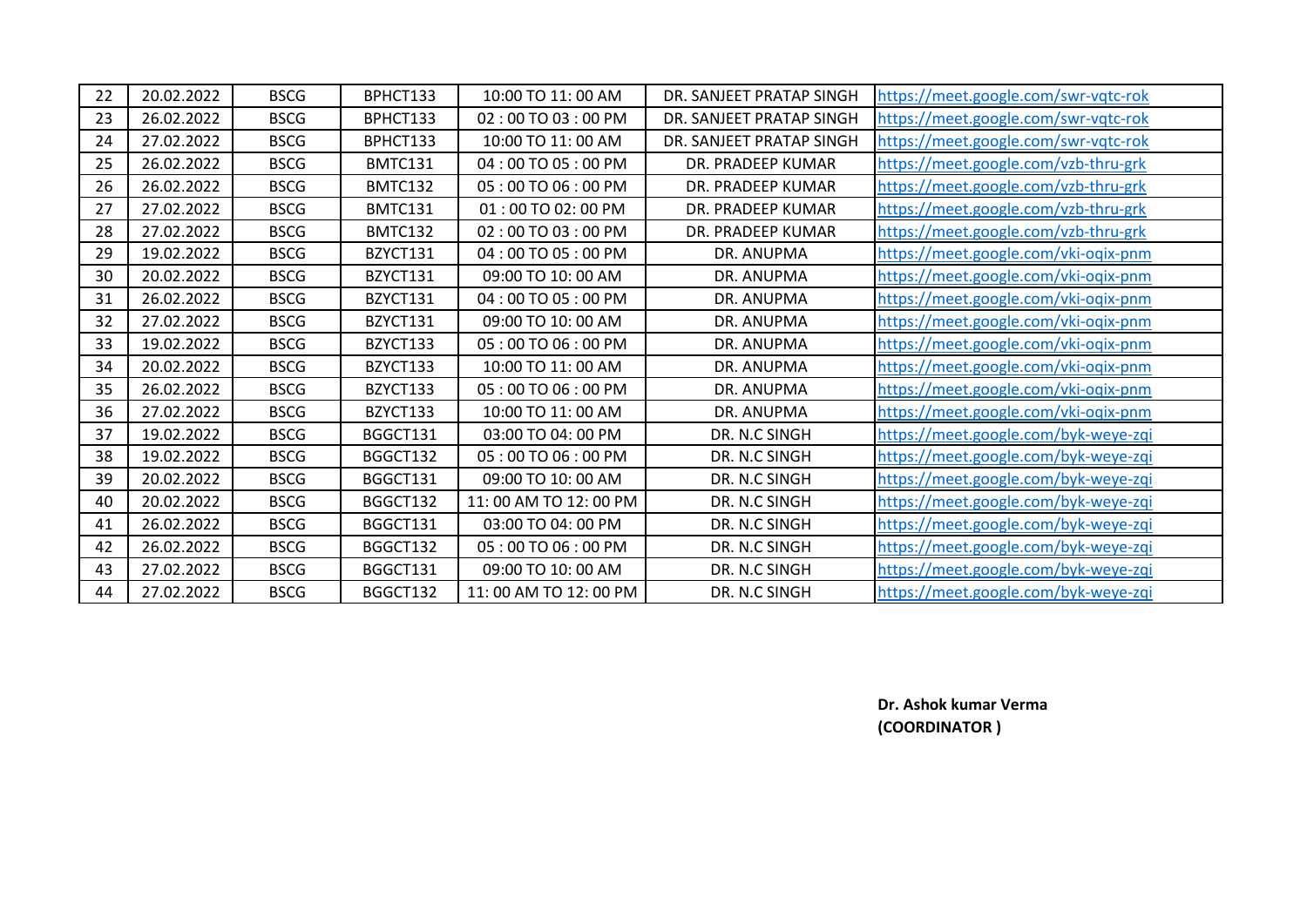| | | | | | | |
|---|---|---|---|---|---|---|
| 22 | 20.02.2022 | BSCG | BPHCT133 | 10:00 TO 11: 00 AM | DR. SANJEET PRATAP SINGH | https://meet.google.com/swr-vqtc-rok |
| 23 | 26.02.2022 | BSCG | BPHCT133 | 02 : 00 TO 03 : 00 PM | DR. SANJEET PRATAP SINGH | https://meet.google.com/swr-vqtc-rok |
| 24 | 27.02.2022 | BSCG | BPHCT133 | 10:00 TO 11: 00 AM | DR. SANJEET PRATAP SINGH | https://meet.google.com/swr-vqtc-rok |
| 25 | 26.02.2022 | BSCG | BMTC131 | 04 : 00 TO 05 : 00 PM | DR. PRADEEP KUMAR | https://meet.google.com/vzb-thru-grk |
| 26 | 26.02.2022 | BSCG | BMTC132 | 05 : 00 TO 06 : 00 PM | DR. PRADEEP KUMAR | https://meet.google.com/vzb-thru-grk |
| 27 | 27.02.2022 | BSCG | BMTC131 | 01 : 00 TO 02: 00 PM | DR. PRADEEP KUMAR | https://meet.google.com/vzb-thru-grk |
| 28 | 27.02.2022 | BSCG | BMTC132 | 02 : 00 TO 03 : 00 PM | DR. PRADEEP KUMAR | https://meet.google.com/vzb-thru-grk |
| 29 | 19.02.2022 | BSCG | BZYCT131 | 04 : 00 TO 05 : 00 PM | DR. ANUPMA | https://meet.google.com/vki-oqix-pnm |
| 30 | 20.02.2022 | BSCG | BZYCT131 | 09:00 TO 10: 00 AM | DR. ANUPMA | https://meet.google.com/vki-oqix-pnm |
| 31 | 26.02.2022 | BSCG | BZYCT131 | 04 : 00 TO 05 : 00 PM | DR. ANUPMA | https://meet.google.com/vki-oqix-pnm |
| 32 | 27.02.2022 | BSCG | BZYCT131 | 09:00 TO 10: 00 AM | DR. ANUPMA | https://meet.google.com/vki-oqix-pnm |
| 33 | 19.02.2022 | BSCG | BZYCT133 | 05 : 00 TO 06 : 00 PM | DR. ANUPMA | https://meet.google.com/vki-oqix-pnm |
| 34 | 20.02.2022 | BSCG | BZYCT133 | 10:00 TO 11: 00 AM | DR. ANUPMA | https://meet.google.com/vki-oqix-pnm |
| 35 | 26.02.2022 | BSCG | BZYCT133 | 05 : 00 TO 06 : 00 PM | DR. ANUPMA | https://meet.google.com/vki-oqix-pnm |
| 36 | 27.02.2022 | BSCG | BZYCT133 | 10:00 TO 11: 00 AM | DR. ANUPMA | https://meet.google.com/vki-oqix-pnm |
| 37 | 19.02.2022 | BSCG | BGGCT131 | 03:00 TO 04: 00 PM | DR. N.C SINGH | https://meet.google.com/byk-weye-zqi |
| 38 | 19.02.2022 | BSCG | BGGCT132 | 05 : 00 TO 06 : 00 PM | DR. N.C SINGH | https://meet.google.com/byk-weye-zqi |
| 39 | 20.02.2022 | BSCG | BGGCT131 | 09:00 TO 10: 00 AM | DR. N.C SINGH | https://meet.google.com/byk-weye-zqi |
| 40 | 20.02.2022 | BSCG | BGGCT132 | 11: 00 AM TO 12: 00 PM | DR. N.C SINGH | https://meet.google.com/byk-weye-zqi |
| 41 | 26.02.2022 | BSCG | BGGCT131 | 03:00 TO 04: 00 PM | DR. N.C SINGH | https://meet.google.com/byk-weye-zqi |
| 42 | 26.02.2022 | BSCG | BGGCT132 | 05 : 00 TO 06 : 00 PM | DR. N.C SINGH | https://meet.google.com/byk-weye-zqi |
| 43 | 27.02.2022 | BSCG | BGGCT131 | 09:00 TO 10: 00 AM | DR. N.C SINGH | https://meet.google.com/byk-weye-zqi |
| 44 | 27.02.2022 | BSCG | BGGCT132 | 11: 00 AM TO 12: 00 PM | DR. N.C SINGH | https://meet.google.com/byk-weye-zqi |

**Dr. Ashok kumar Verma**
**(COORDINATOR )**